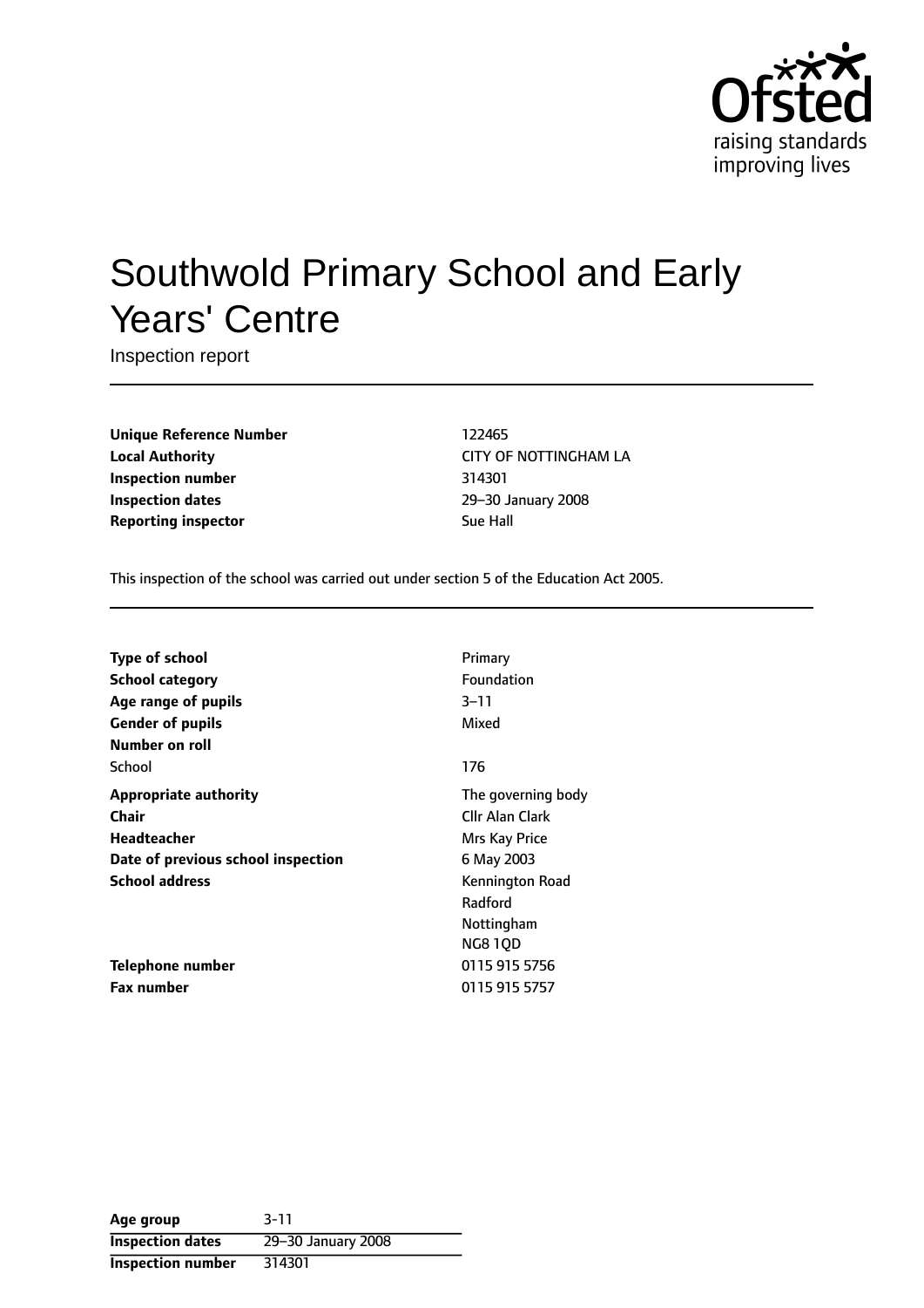# Southwold Primary School and Early Years' Centre

Inspection report

| | |
|---|---|
| **Unique Reference Number** | 122465 |
| **Local Authority** | CITY OF NOTTINGHAM LA |
| **Inspection number** | 314301 |
| **Inspection dates** | 29–30 January 2008 |
| **Reporting inspector** | Sue Hall |

This inspection of the school was carried out under section 5 of the Education Act 2005.

| | |
|---|---|
| **Type of school** | Primary |
| **School category** | Foundation |
| **Age range of pupils** | 3–11 |
| **Gender of pupils** | Mixed |
| **Number on roll** | |
| School | 176 |
| **Appropriate authority** | The governing body |
| **Chair** | Cllr Alan Clark |
| **Headteacher** | Mrs Kay Price |
| **Date of previous school inspection** | 6 May 2003 |
| **School address** | Kennington Road<br>Radford<br>Nottingham<br>NG8 1QD |
| **Telephone number** | 0115 915 5756 |
| **Fax number** | 0115 915 5757 |

| | |
|---|---|
| **Age group** | 3-11 |
| **Inspection dates** | 29–30 January 2008 |
| **Inspection number** | 314301 |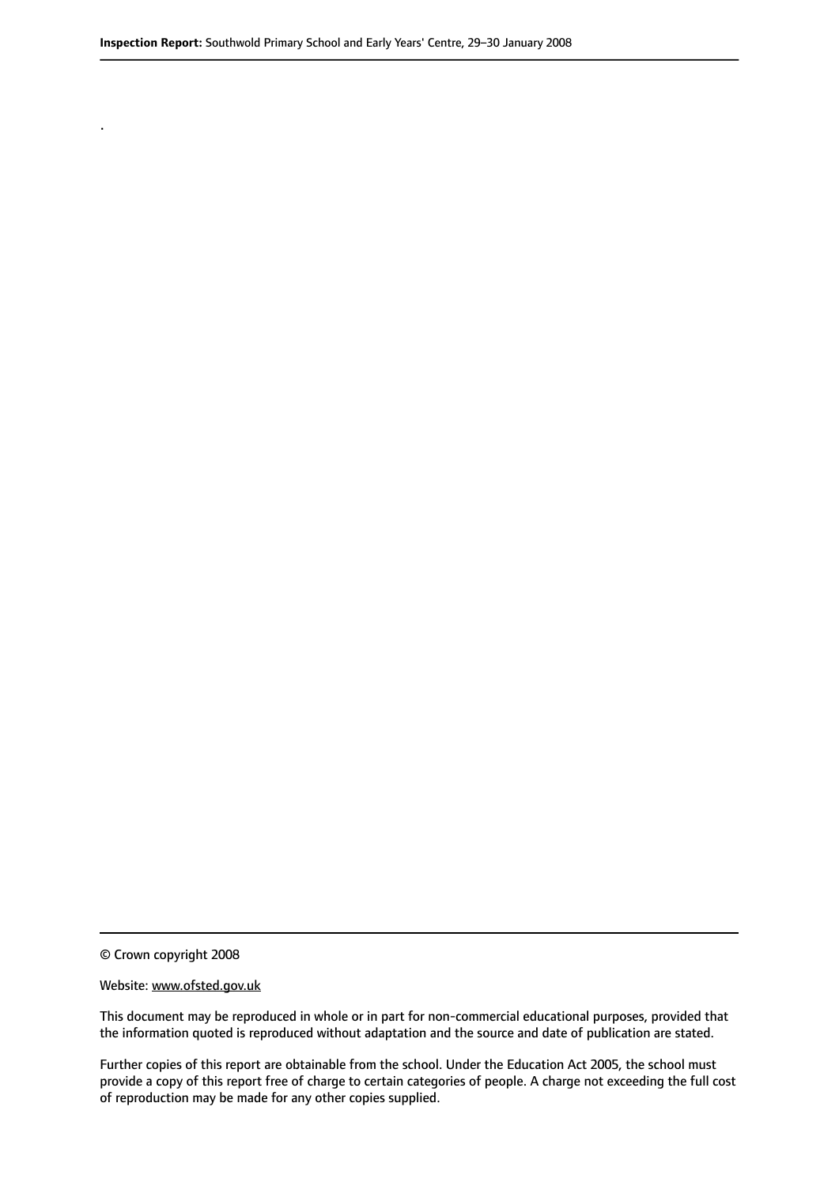.

© Crown copyright 2008

Website: www.ofsted.gov.uk

This document may be reproduced in whole or in part for non-commercial educational purposes, provided that the information quoted is reproduced without adaptation and the source and date of publication are stated.

Further copies of this report are obtainable from the school. Under the Education Act 2005, the school must provide a copy of this report free of charge to certain categories of people. A charge not exceeding the full cost of reproduction may be made for any other copies supplied.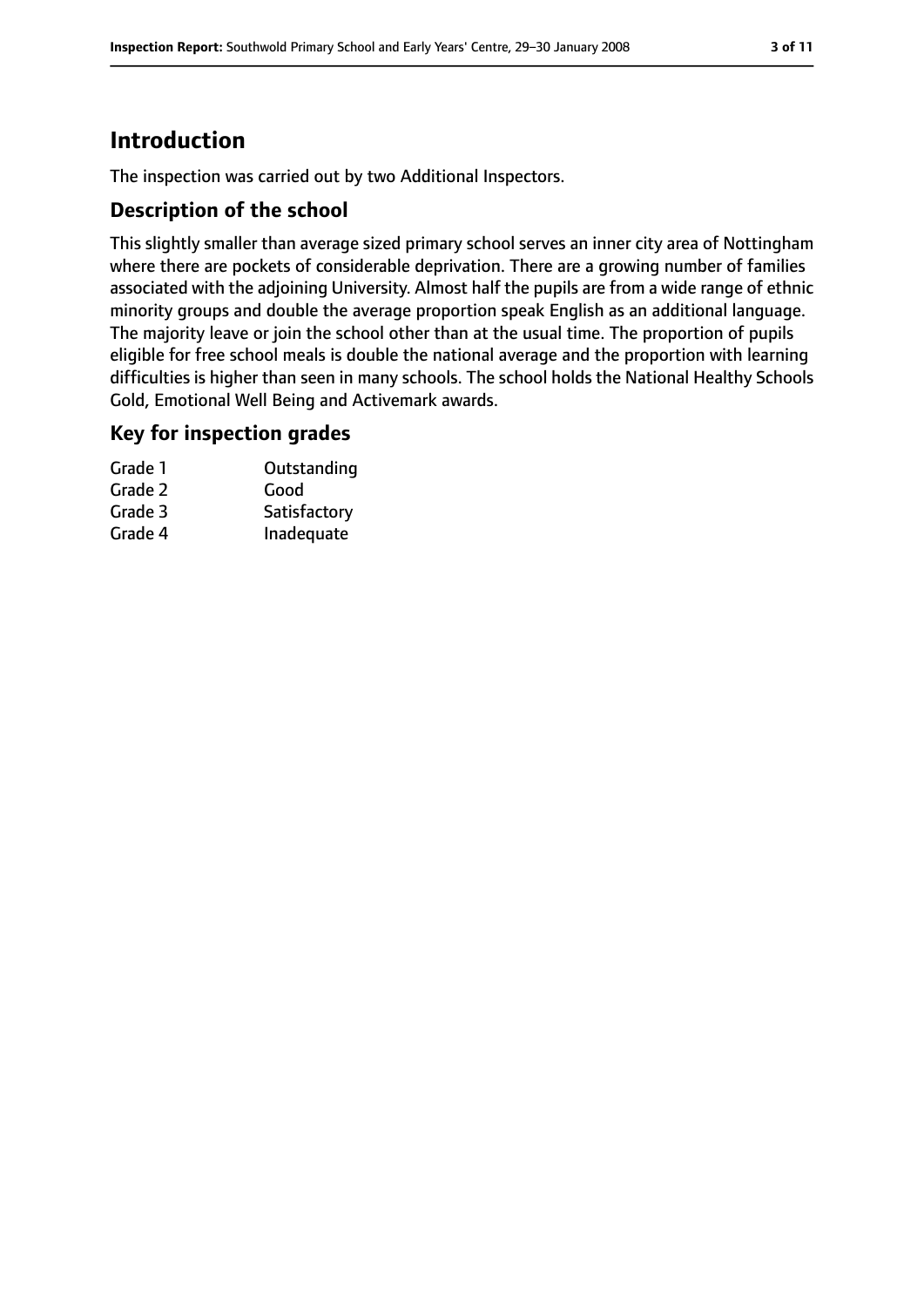# Introduction

The inspection was carried out by two Additional Inspectors.

## Description of the school

This slightly smaller than average sized primary school serves an inner city area of Nottingham where there are pockets of considerable deprivation. There are a growing number of families associated with the adjoining University. Almost half the pupils are from a wide range of ethnic minority groups and double the average proportion speak English as an additional language. The majority leave or join the school other than at the usual time. The proportion of pupils eligible for free school meals is double the national average and the proportion with learning difficulties is higher than seen in many schools. The school holds the National Healthy Schools Gold, Emotional Well Being and Activemark awards.

## Key for inspection grades

| | |
|---|---|
| Grade 1 | Outstanding |
| Grade 2 | Good |
| Grade 3 | Satisfactory |
| Grade 4 | Inadequate |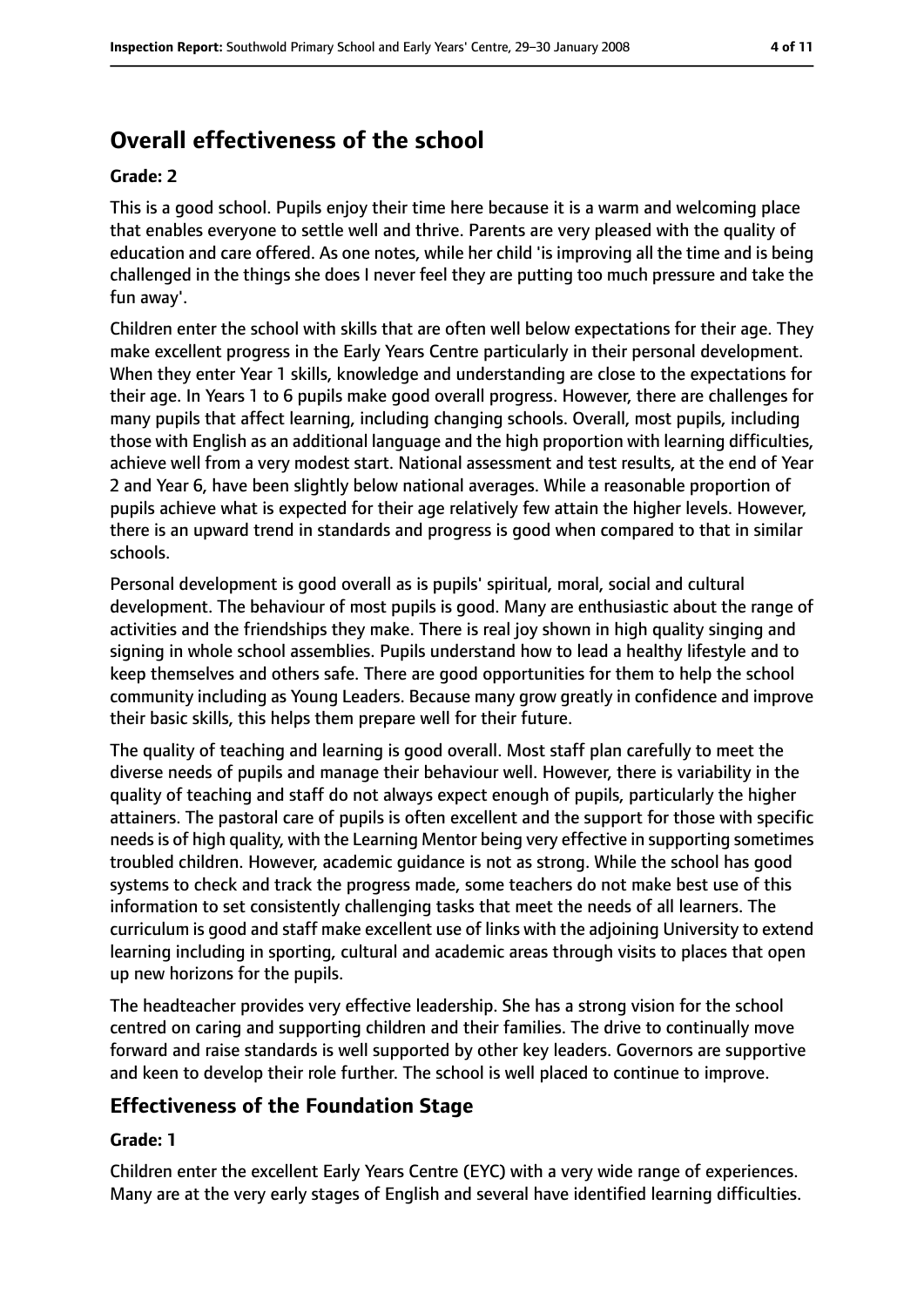## Overall effectiveness of the school

**Grade: 2**

This is a good school. Pupils enjoy their time here because it is a warm and welcoming place that enables everyone to settle well and thrive. Parents are very pleased with the quality of education and care offered. As one notes, while her child 'is improving all the time and is being challenged in the things she does I never feel they are putting too much pressure and take the fun away'.

Children enter the school with skills that are often well below expectations for their age. They make excellent progress in the Early Years Centre particularly in their personal development. When they enter Year 1 skills, knowledge and understanding are close to the expectations for their age. In Years 1 to 6 pupils make good overall progress. However, there are challenges for many pupils that affect learning, including changing schools. Overall, most pupils, including those with English as an additional language and the high proportion with learning difficulties, achieve well from a very modest start. National assessment and test results, at the end of Year 2 and Year 6, have been slightly below national averages. While a reasonable proportion of pupils achieve what is expected for their age relatively few attain the higher levels. However, there is an upward trend in standards and progress is good when compared to that in similar schools.

Personal development is good overall as is pupils' spiritual, moral, social and cultural development. The behaviour of most pupils is good. Many are enthusiastic about the range of activities and the friendships they make. There is real joy shown in high quality singing and signing in whole school assemblies. Pupils understand how to lead a healthy lifestyle and to keep themselves and others safe. There are good opportunities for them to help the school community including as Young Leaders. Because many grow greatly in confidence and improve their basic skills, this helps them prepare well for their future.

The quality of teaching and learning is good overall. Most staff plan carefully to meet the diverse needs of pupils and manage their behaviour well. However, there is variability in the quality of teaching and staff do not always expect enough of pupils, particularly the higher attainers. The pastoral care of pupils is often excellent and the support for those with specific needs is of high quality, with the Learning Mentor being very effective in supporting sometimes troubled children. However, academic guidance is not as strong. While the school has good systems to check and track the progress made, some teachers do not make best use of this information to set consistently challenging tasks that meet the needs of all learners. The curriculum is good and staff make excellent use of links with the adjoining University to extend learning including in sporting, cultural and academic areas through visits to places that open up new horizons for the pupils.

The headteacher provides very effective leadership. She has a strong vision for the school centred on caring and supporting children and their families. The drive to continually move forward and raise standards is well supported by other key leaders. Governors are supportive and keen to develop their role further. The school is well placed to continue to improve.

### Effectiveness of the Foundation Stage

**Grade: 1**

Children enter the excellent Early Years Centre (EYC) with a very wide range of experiences. Many are at the very early stages of English and several have identified learning difficulties.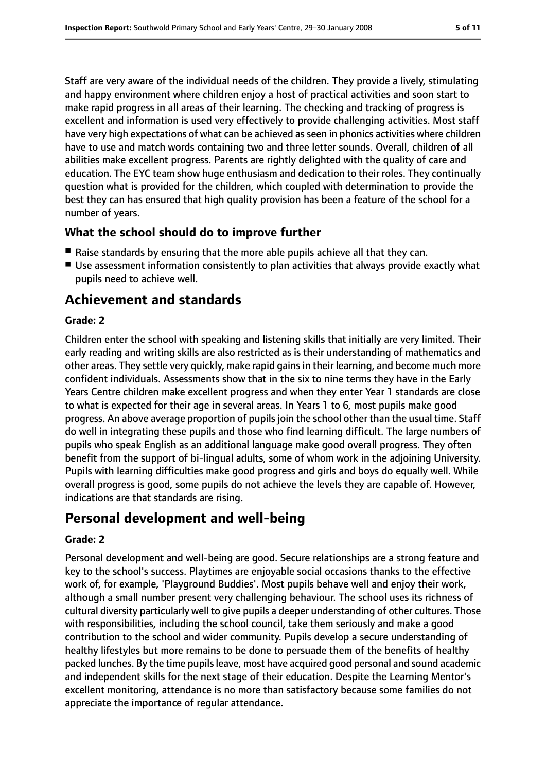Staff are very aware of the individual needs of the children. They provide a lively, stimulating and happy environment where children enjoy a host of practical activities and soon start to make rapid progress in all areas of their learning. The checking and tracking of progress is excellent and information is used very effectively to provide challenging activities. Most staff have very high expectations of what can be achieved as seen in phonics activities where children have to use and match words containing two and three letter sounds. Overall, children of all abilities make excellent progress. Parents are rightly delighted with the quality of care and education. The EYC team show huge enthusiasm and dedication to their roles. They continually question what is provided for the children, which coupled with determination to provide the best they can has ensured that high quality provision has been a feature of the school for a number of years.

### What the school should do to improve further

- Raise standards by ensuring that the more able pupils achieve all that they can.
- Use assessment information consistently to plan activities that always provide exactly what pupils need to achieve well.

## Achievement and standards

**Grade: 2**

Children enter the school with speaking and listening skills that initially are very limited. Their early reading and writing skills are also restricted as is their understanding of mathematics and other areas. They settle very quickly, make rapid gains in their learning, and become much more confident individuals. Assessments show that in the six to nine terms they have in the Early Years Centre children make excellent progress and when they enter Year 1 standards are close to what is expected for their age in several areas. In Years 1 to 6, most pupils make good progress. An above average proportion of pupils join the school other than the usual time. Staff do well in integrating these pupils and those who find learning difficult. The large numbers of pupils who speak English as an additional language make good overall progress. They often benefit from the support of bi-lingual adults, some of whom work in the adjoining University. Pupils with learning difficulties make good progress and girls and boys do equally well. While overall progress is good, some pupils do not achieve the levels they are capable of. However, indications are that standards are rising.

## Personal development and well-being

**Grade: 2**

Personal development and well-being are good. Secure relationships are a strong feature and key to the school's success. Playtimes are enjoyable social occasions thanks to the effective work of, for example, 'Playground Buddies'. Most pupils behave well and enjoy their work, although a small number present very challenging behaviour. The school uses its richness of cultural diversity particularly well to give pupils a deeper understanding of other cultures. Those with responsibilities, including the school council, take them seriously and make a good contribution to the school and wider community. Pupils develop a secure understanding of healthy lifestyles but more remains to be done to persuade them of the benefits of healthy packed lunches. By the time pupils leave, most have acquired good personal and sound academic and independent skills for the next stage of their education. Despite the Learning Mentor's excellent monitoring, attendance is no more than satisfactory because some families do not appreciate the importance of regular attendance.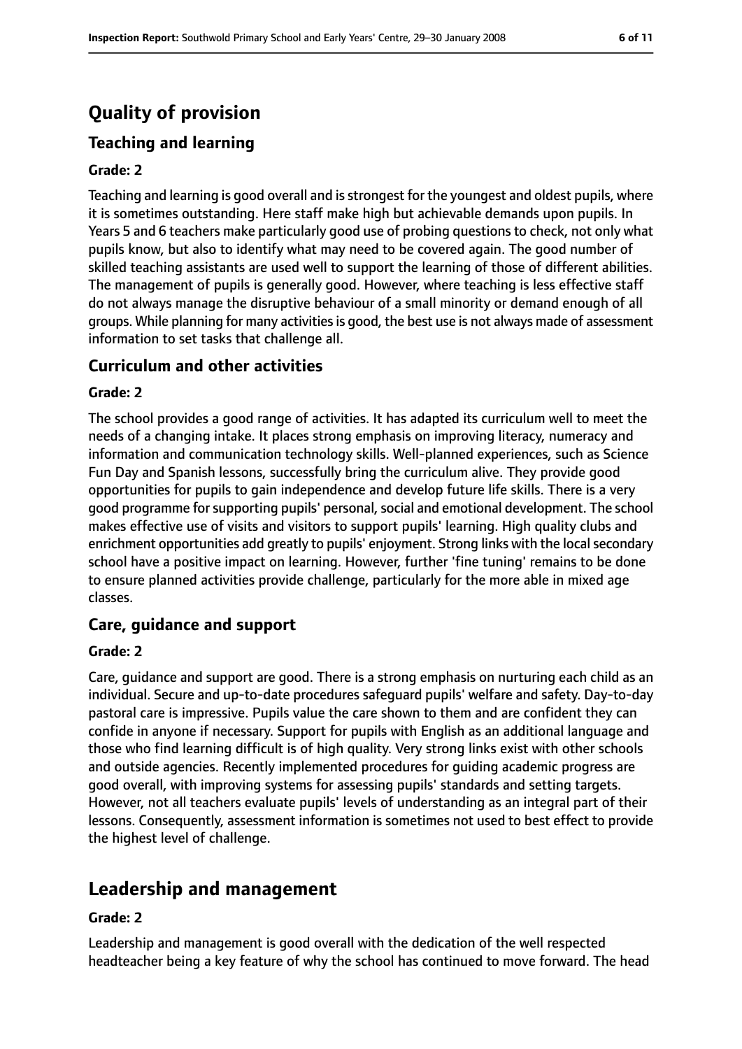# Quality of provision

## Teaching and learning

**Grade: 2**

Teaching and learning is good overall and is strongest for the youngest and oldest pupils, where it is sometimes outstanding. Here staff make high but achievable demands upon pupils. In Years 5 and 6 teachers make particularly good use of probing questions to check, not only what pupils know, but also to identify what may need to be covered again. The good number of skilled teaching assistants are used well to support the learning of those of different abilities. The management of pupils is generally good. However, where teaching is less effective staff do not always manage the disruptive behaviour of a small minority or demand enough of all groups. While planning for many activities is good, the best use is not always made of assessment information to set tasks that challenge all.

## Curriculum and other activities

**Grade: 2**

The school provides a good range of activities. It has adapted its curriculum well to meet the needs of a changing intake. It places strong emphasis on improving literacy, numeracy and information and communication technology skills. Well-planned experiences, such as Science Fun Day and Spanish lessons, successfully bring the curriculum alive. They provide good opportunities for pupils to gain independence and develop future life skills. There is a very good programme for supporting pupils' personal, social and emotional development. The school makes effective use of visits and visitors to support pupils' learning. High quality clubs and enrichment opportunities add greatly to pupils' enjoyment. Strong links with the local secondary school have a positive impact on learning. However, further 'fine tuning' remains to be done to ensure planned activities provide challenge, particularly for the more able in mixed age classes.

## Care, guidance and support

**Grade: 2**

Care, guidance and support are good. There is a strong emphasis on nurturing each child as an individual. Secure and up-to-date procedures safeguard pupils' welfare and safety. Day-to-day pastoral care is impressive. Pupils value the care shown to them and are confident they can confide in anyone if necessary. Support for pupils with English as an additional language and those who find learning difficult is of high quality. Very strong links exist with other schools and outside agencies. Recently implemented procedures for guiding academic progress are good overall, with improving systems for assessing pupils' standards and setting targets. However, not all teachers evaluate pupils' levels of understanding as an integral part of their lessons. Consequently, assessment information is sometimes not used to best effect to provide the highest level of challenge.

# Leadership and management

**Grade: 2**

Leadership and management is good overall with the dedication of the well respected headteacher being a key feature of why the school has continued to move forward. The head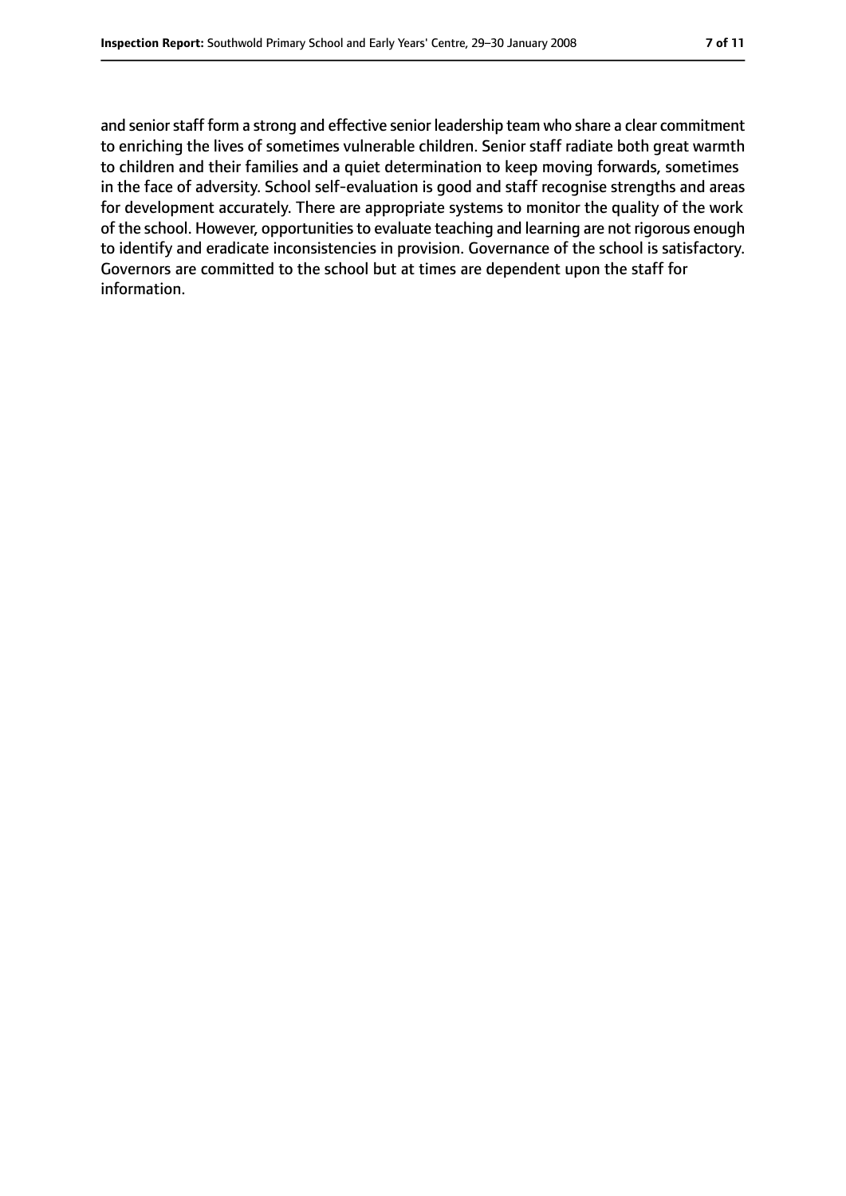and senior staff form a strong and effective senior leadership team who share a clear commitment to enriching the lives of sometimes vulnerable children. Senior staff radiate both great warmth to children and their families and a quiet determination to keep moving forwards, sometimes in the face of adversity. School self-evaluation is good and staff recognise strengths and areas for development accurately. There are appropriate systems to monitor the quality of the work of the school. However, opportunities to evaluate teaching and learning are not rigorous enough to identify and eradicate inconsistencies in provision. Governance of the school is satisfactory. Governors are committed to the school but at times are dependent upon the staff for information.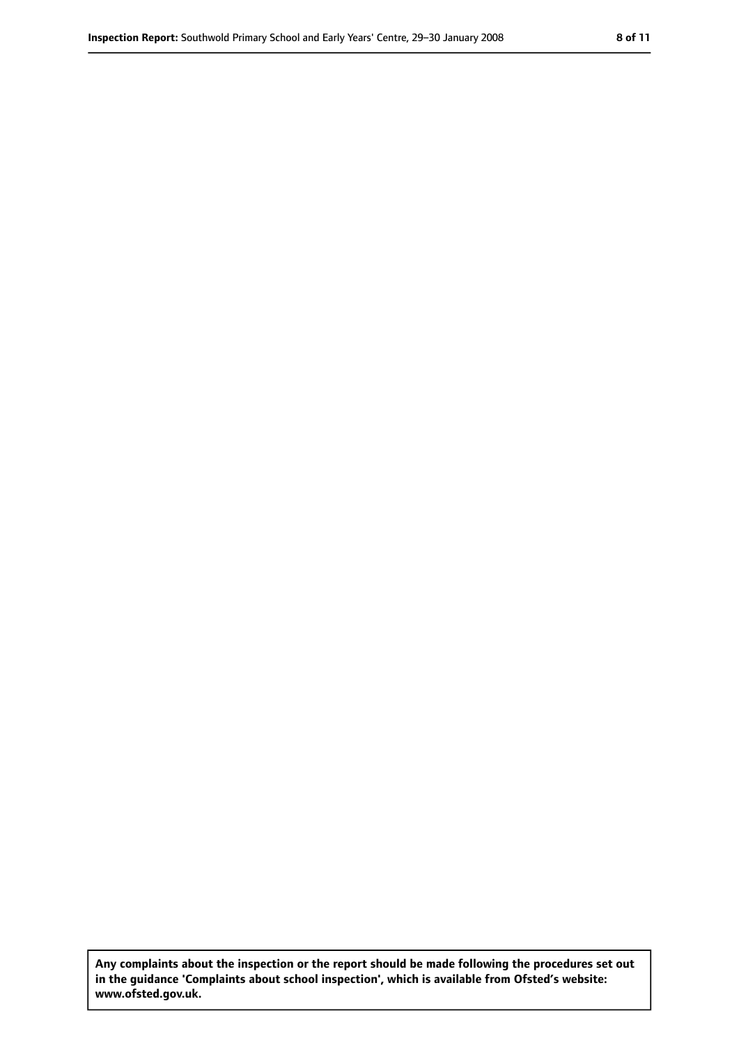**Any complaints about the inspection or the report should be made following the procedures set out in the guidance 'Complaints about school inspection', which is available from Ofsted's website: www.ofsted.gov.uk.**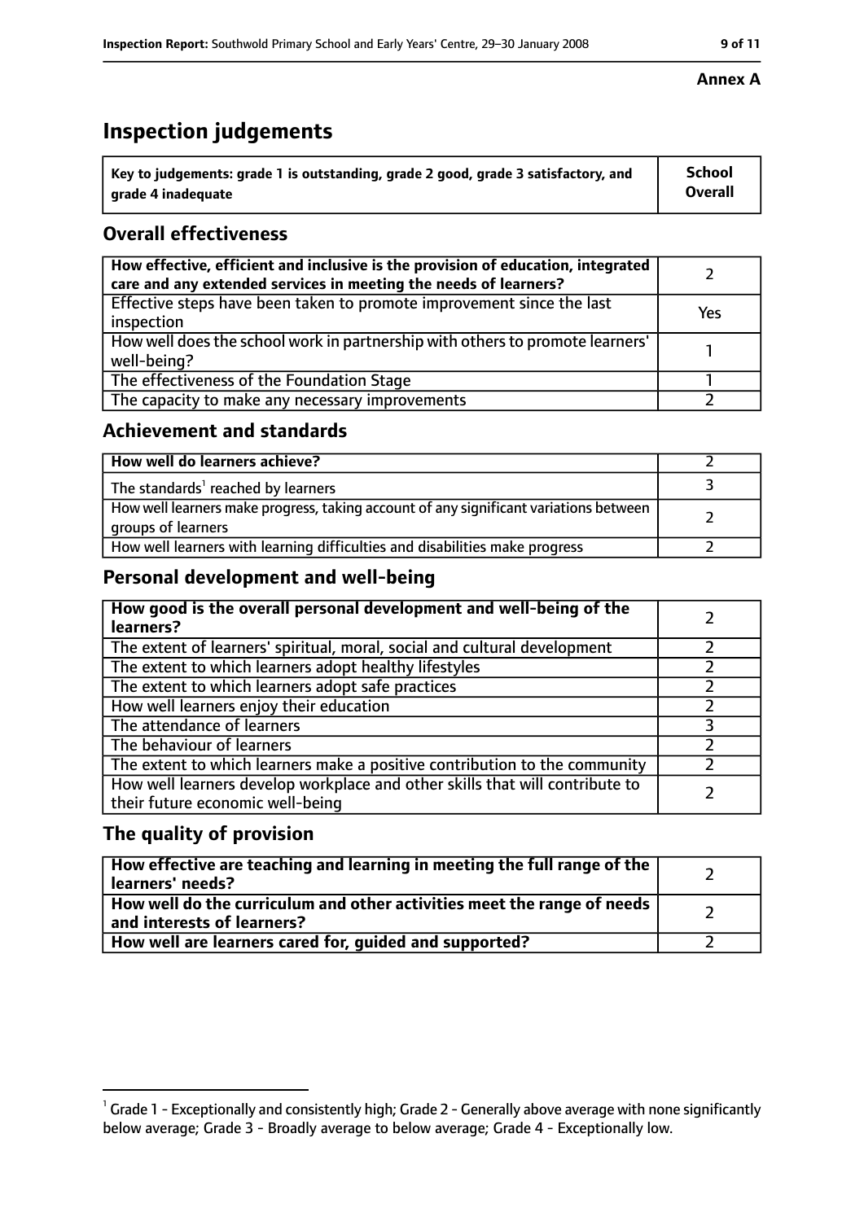**Annex A**

# Inspection judgements

| Key to judgements: grade 1 is outstanding, grade 2 good, grade 3 satisfactory, and grade 4 inadequate | School Overall |
|---|---|

## Overall effectiveness

| | |
|---|---|
| How effective, efficient and inclusive is the provision of education, integrated care and any extended services in meeting the needs of learners? | 2 |
| Effective steps have been taken to promote improvement since the last inspection | Yes |
| How well does the school work in partnership with others to promote learners' well-being? | 1 |
| The effectiveness of the Foundation Stage | 1 |
| The capacity to make any necessary improvements | 2 |

## Achievement and standards

| | |
|---|---|
| How well do learners achieve? | 2 |
| The standards[1] reached by learners | 3 |
| How well learners make progress, taking account of any significant variations between groups of learners | 2 |
| How well learners with learning difficulties and disabilities make progress | 2 |

## Personal development and well-being

| | |
|---|---|
| How good is the overall personal development and well-being of the learners? | 2 |
| The extent of learners' spiritual, moral, social and cultural development | 2 |
| The extent to which learners adopt healthy lifestyles | 2 |
| The extent to which learners adopt safe practices | 2 |
| How well learners enjoy their education | 2 |
| The attendance of learners | 3 |
| The behaviour of learners | 2 |
| The extent to which learners make a positive contribution to the community | 2 |
| How well learners develop workplace and other skills that will contribute to their future economic well-being | 2 |

## The quality of provision

| | |
|---|---|
| How effective are teaching and learning in meeting the full range of the learners' needs? | 2 |
| How well do the curriculum and other activities meet the range of needs and interests of learners? | 2 |
| How well are learners cared for, guided and supported? | 2 |

[1] Grade 1 - Exceptionally and consistently high; Grade 2 - Generally above average with none significantly below average; Grade 3 - Broadly average to below average; Grade 4 - Exceptionally low.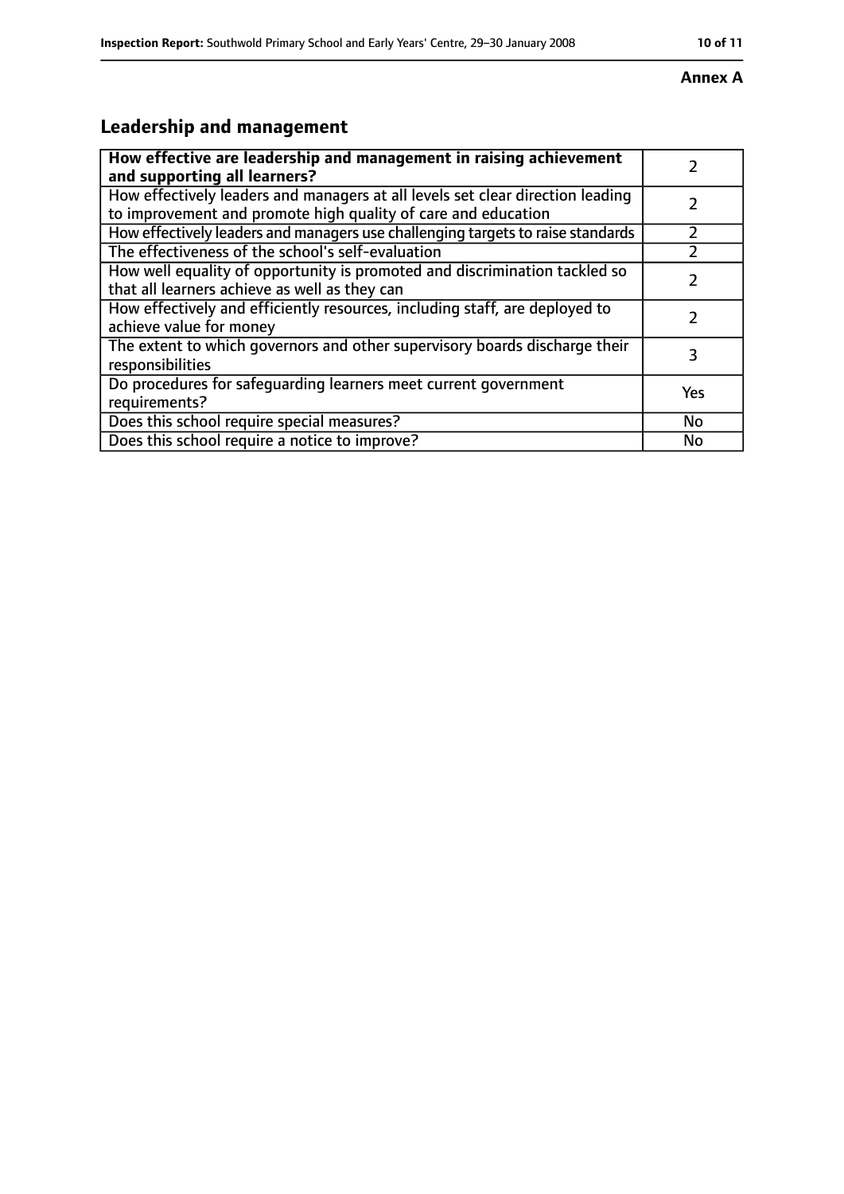**Annex A**

## Leadership and management

| How effective are leadership and management in raising achievement and supporting all learners? | 2 |
|---|---|
| How effectively leaders and managers at all levels set clear direction leading to improvement and promote high quality of care and education | 2 |
| How effectively leaders and managers use challenging targets to raise standards | 2 |
| The effectiveness of the school's self-evaluation | 2 |
| How well equality of opportunity is promoted and discrimination tackled so that all learners achieve as well as they can | 2 |
| How effectively and efficiently resources, including staff, are deployed to achieve value for money | 2 |
| The extent to which governors and other supervisory boards discharge their responsibilities | 3 |
| Do procedures for safeguarding learners meet current government requirements? | Yes |
| Does this school require special measures? | No |
| Does this school require a notice to improve? | No |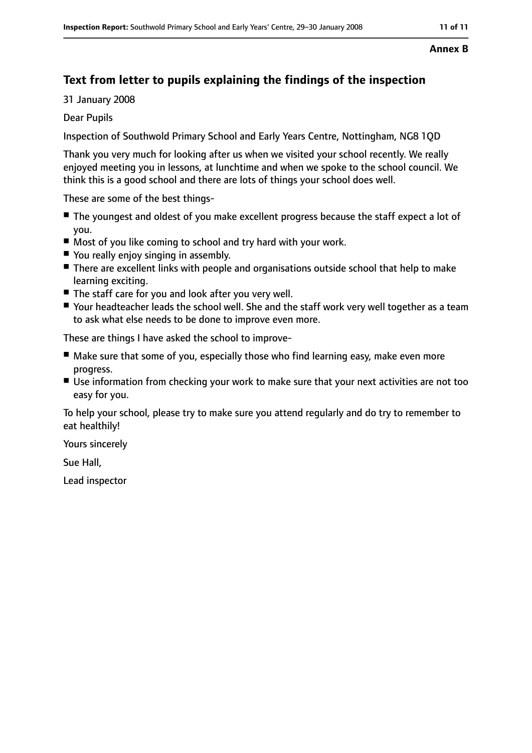**Annex B**

## Text from letter to pupils explaining the findings of the inspection

31 January 2008

Dear Pupils

Inspection of Southwold Primary School and Early Years Centre, Nottingham, NG8 1QD

Thank you very much for looking after us when we visited your school recently. We really enjoyed meeting you in lessons, at lunchtime and when we spoke to the school council. We think this is a good school and there are lots of things your school does well.

These are some of the best things-

- The youngest and oldest of you make excellent progress because the staff expect a lot of you.
- Most of you like coming to school and try hard with your work.
- You really enjoy singing in assembly.
- There are excellent links with people and organisations outside school that help to make learning exciting.
- The staff care for you and look after you very well.
- Your headteacher leads the school well. She and the staff work very well together as a team to ask what else needs to be done to improve even more.

These are things I have asked the school to improve-

- Make sure that some of you, especially those who find learning easy, make even more progress.
- Use information from checking your work to make sure that your next activities are not too easy for you.

To help your school, please try to make sure you attend regularly and do try to remember to eat healthily!

Yours sincerely

Sue Hall,

Lead inspector